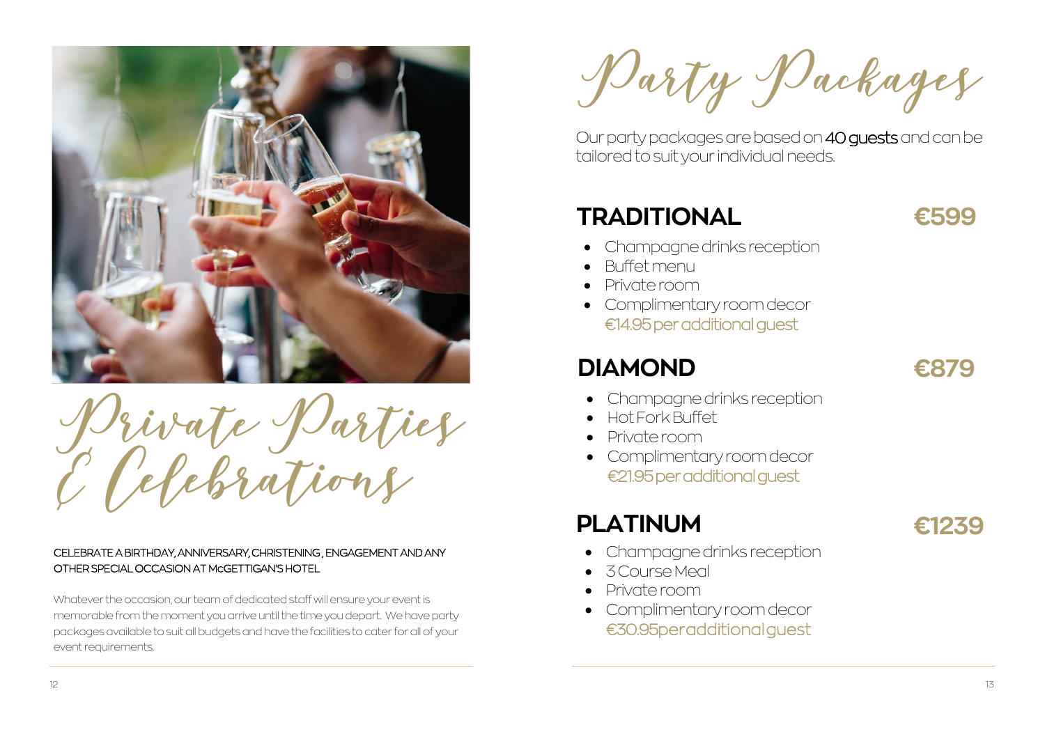# Private Parties & Celebrations

CELEBRATE A BIRTHDAY, ANNIVERSARY, CHRISTENING , ENGAGEMENT AND ANY OTHER SPECIAL OCCASION AT McGETTIGAN'S HOTEL

Whatever the occasion, our team of dedicated staff will ensure your event is memorable from the moment you arrive until the time you depart. We have party packages available to suit all budgets and have the facilities to cater for all of your event requirements.

# Party Packages

Our party packages are based on **40 guests** and can be tailored to suit your individual needs.

## TRADITIONAL — €599

- Champagne drinks reception
- Buffet menu
- Private room
- Complimentary room decor

€14.95 per additional guest

## DIAMOND — €879

- Champagne drinks reception
- Hot Fork Buffet
- Private room
- Complimentary room decor

€21.95 per additional guest

## PLATINUM — €1239

- Champagne drinks reception
- 3 Course Meal
- Private room
- Complimentary room decor

€30.95 per additional guest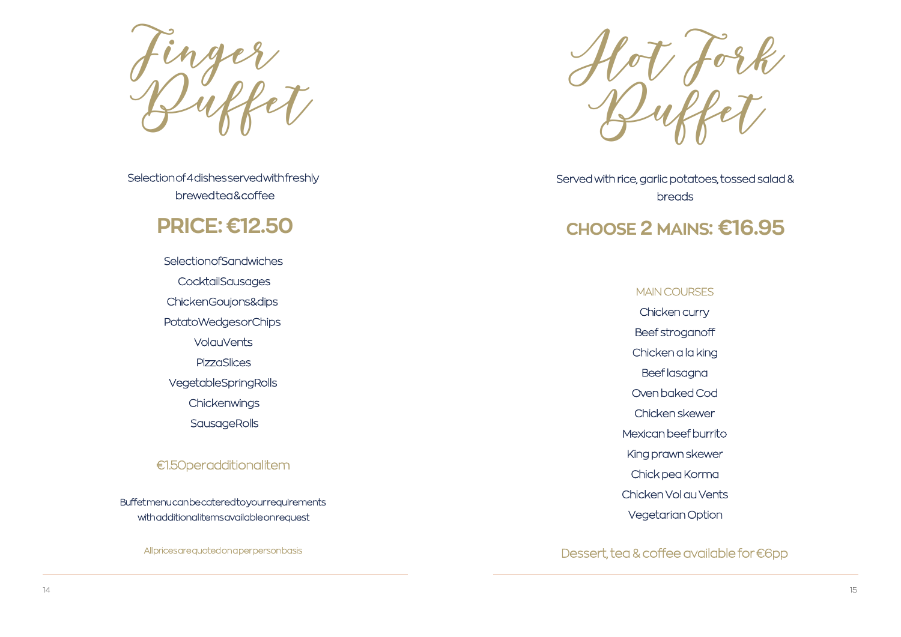# Finger Buffet

Selection of 4 dishes served with freshly brewed tea & coffee

## PRICE: €12.50

Selection of Sandwiches

Cocktail Sausages

Chicken Goujons & dips

Potato Wedges or Chips

Vol au Vents

Pizza Slices

Vegetable Spring Rolls

Chicken wings

Sausage Rolls

€1.50 per additional item

Buffet menu can be catered to your requirements with additional items available on request

All prices are quoted on a per person basis

# Hot Fork Buffet

Served with rice, garlic potatoes, tossed salad & breads

## CHOOSE 2 MAINS: €16.95

MAIN COURSES

Chicken curry

Beef stroganoff

Chicken a la king

Beef lasagna

Oven baked Cod

Chicken skewer

Mexican beef burrito

King prawn skewer

Chick pea Korma

Chicken Vol au Vents

Vegetarian Option

Dessert, tea & coffee available for €6pp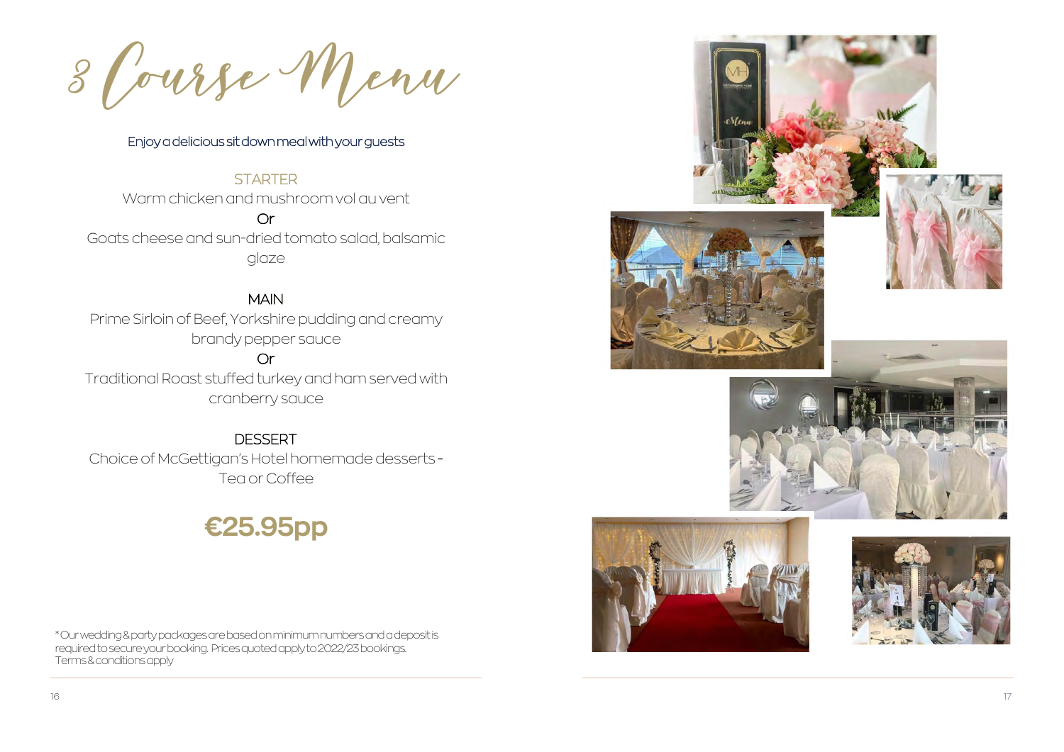# 3 Course Menu

Enjoy a delicious sit down meal with your guests

## STARTER

Warm chicken and mushroom vol au vent

Or

Goats cheese and sun-dried tomato salad, balsamic glaze

## MAIN

Prime Sirloin of Beef, Yorkshire pudding and creamy brandy pepper sauce

Or

Traditional Roast stuffed turkey and ham served with cranberry sauce

## DESSERT

Choice of McGettigan's Hotel homemade desserts - Tea or Coffee

**€25.95pp**

*Our wedding & party packages are based on minimum numbers and a deposit is required to secure your booking. Prices quoted apply to 2022/23 bookings. Terms & conditions apply